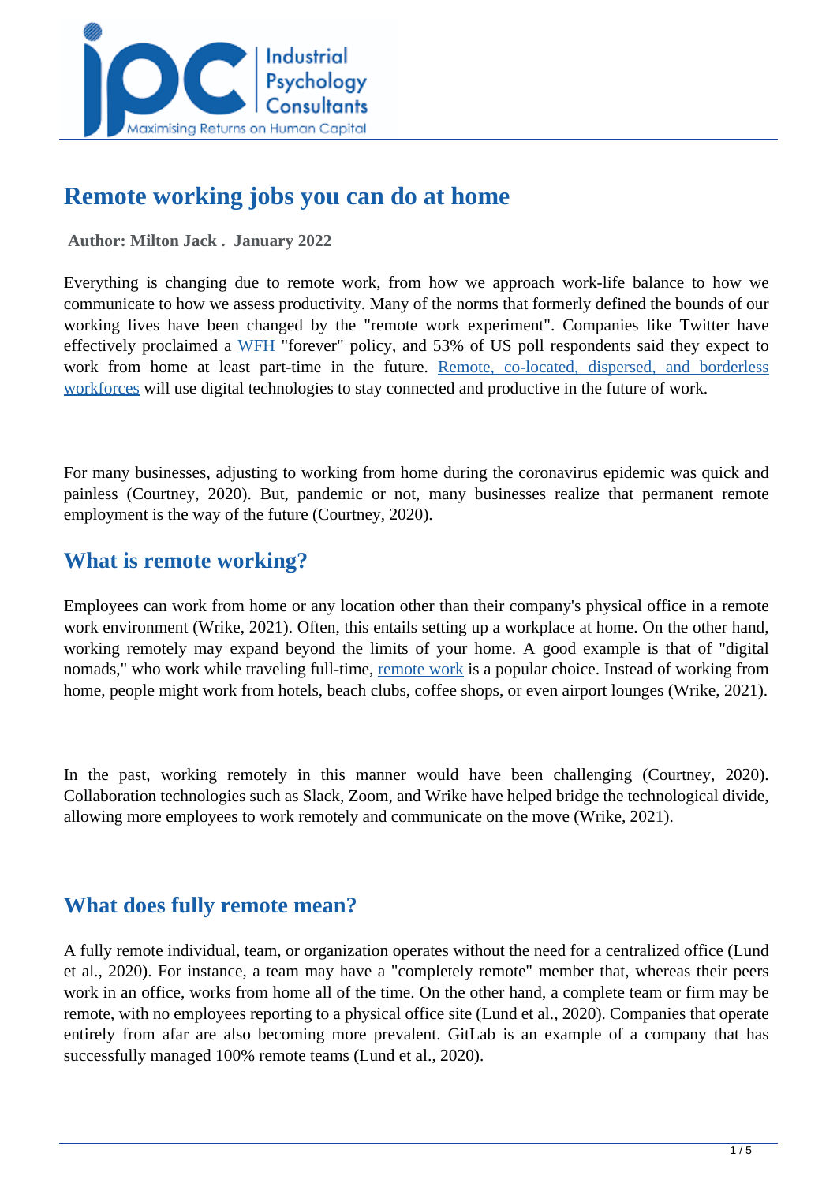# Remote working jobs you can do at home

**Author: Milton Jack . January 2022**

Everything is changing due to remote work, from how we approach work-life balance to how we communicate to how we assess productivity. Many of the norms that formerly defined the bounds of our working lives have been changed by the "remote work experiment". Companies like Twitter have effectively proclaimed a WFH "forever" policy, and 53% of US poll respondents said they expect to work from home at least part-time in the future. Remote, co-located, dispersed, and borderless workforces will use digital technologies to stay connected and productive in the future of work.

For many businesses, adjusting to working from home during the coronavirus epidemic was quick and painless (Courtney, 2020). But, pandemic or not, many businesses realize that permanent remote employment is the way of the future (Courtney, 2020).

## What is remote working?

Employees can work from home or any location other than their company's physical office in a remote work environment (Wrike, 2021). Often, this entails setting up a workplace at home. On the other hand, working remotely may expand beyond the limits of your home. A good example is that of "digital nomads," who work while traveling full-time, remote work is a popular choice. Instead of working from home, people might work from hotels, beach clubs, coffee shops, or even airport lounges (Wrike, 2021).

In the past, working remotely in this manner would have been challenging (Courtney, 2020). Collaboration technologies such as Slack, Zoom, and Wrike have helped bridge the technological divide, allowing more employees to work remotely and communicate on the move (Wrike, 2021).

## What does fully remote mean?

A fully remote individual, team, or organization operates without the need for a centralized office (Lund et al., 2020). For instance, a team may have a "completely remote" member that, whereas their peers work in an office, works from home all of the time. On the other hand, a complete team or firm may be remote, with no employees reporting to a physical office site (Lund et al., 2020). Companies that operate entirely from afar are also becoming more prevalent. GitLab is an example of a company that has successfully managed 100% remote teams (Lund et al., 2020).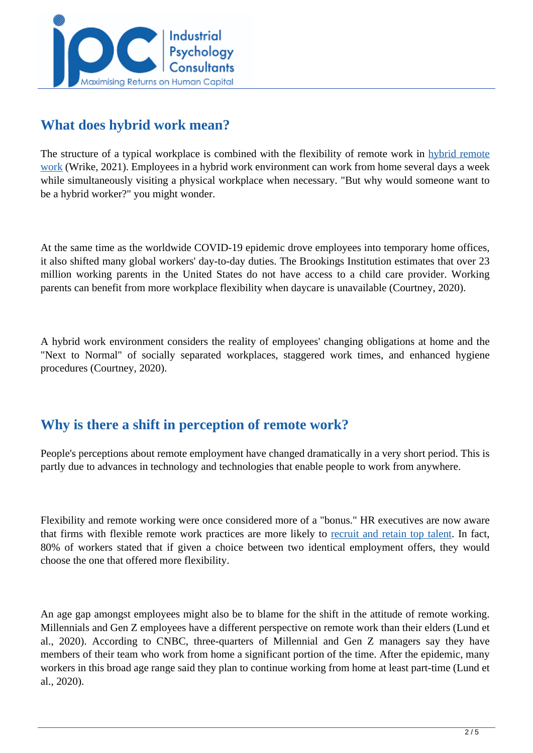## What does hybrid work mean?

The structure of a typical workplace is combined with the flexibility of remote work in hybrid remote work (Wrike, 2021). Employees in a hybrid work environment can work from home several days a week while simultaneously visiting a physical workplace when necessary. "But why would someone want to be a hybrid worker?" you might wonder.

At the same time as the worldwide COVID-19 epidemic drove employees into temporary home offices, it also shifted many global workers' day-to-day duties. The Brookings Institution estimates that over 23 million working parents in the United States do not have access to a child care provider. Working parents can benefit from more workplace flexibility when daycare is unavailable (Courtney, 2020).

A hybrid work environment considers the reality of employees' changing obligations at home and the "Next to Normal" of socially separated workplaces, staggered work times, and enhanced hygiene procedures (Courtney, 2020).

## Why is there a shift in perception of remote work?

People's perceptions about remote employment have changed dramatically in a very short period. This is partly due to advances in technology and technologies that enable people to work from anywhere.

Flexibility and remote working were once considered more of a "bonus." HR executives are now aware that firms with flexible remote work practices are more likely to recruit and retain top talent. In fact, 80% of workers stated that if given a choice between two identical employment offers, they would choose the one that offered more flexibility.

An age gap amongst employees might also be to blame for the shift in the attitude of remote working. Millennials and Gen Z employees have a different perspective on remote work than their elders (Lund et al., 2020). According to CNBC, three-quarters of Millennial and Gen Z managers say they have members of their team who work from home a significant portion of the time. After the epidemic, many workers in this broad age range said they plan to continue working from home at least part-time (Lund et al., 2020).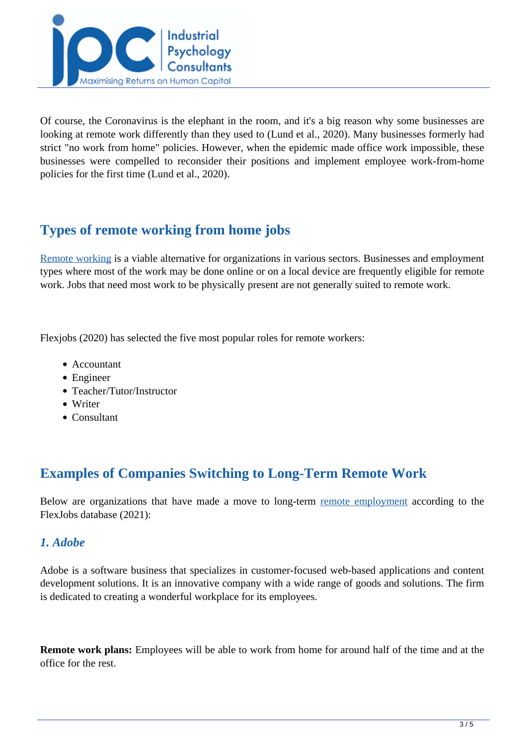Of course, the Coronavirus is the elephant in the room, and it's a big reason why some businesses are looking at remote work differently than they used to (Lund et al., 2020). Many businesses formerly had strict "no work from home" policies. However, when the epidemic made office work impossible, these businesses were compelled to reconsider their positions and implement employee work-from-home policies for the first time (Lund et al., 2020).

## Types of remote working from home jobs

Remote working is a viable alternative for organizations in various sectors. Businesses and employment types where most of the work may be done online or on a local device are frequently eligible for remote work. Jobs that need most work to be physically present are not generally suited to remote work.

Flexjobs (2020) has selected the five most popular roles for remote workers:

- Accountant
- Engineer
- Teacher/Tutor/Instructor
- Writer
- Consultant

## Examples of Companies Switching to Long-Term Remote Work

Below are organizations that have made a move to long-term remote employment according to the FlexJobs database (2021):

### *1. Adobe*

Adobe is a software business that specializes in customer-focused web-based applications and content development solutions. It is an innovative company with a wide range of goods and solutions. The firm is dedicated to creating a wonderful workplace for its employees.

**Remote work plans:** Employees will be able to work from home for around half of the time and at the office for the rest.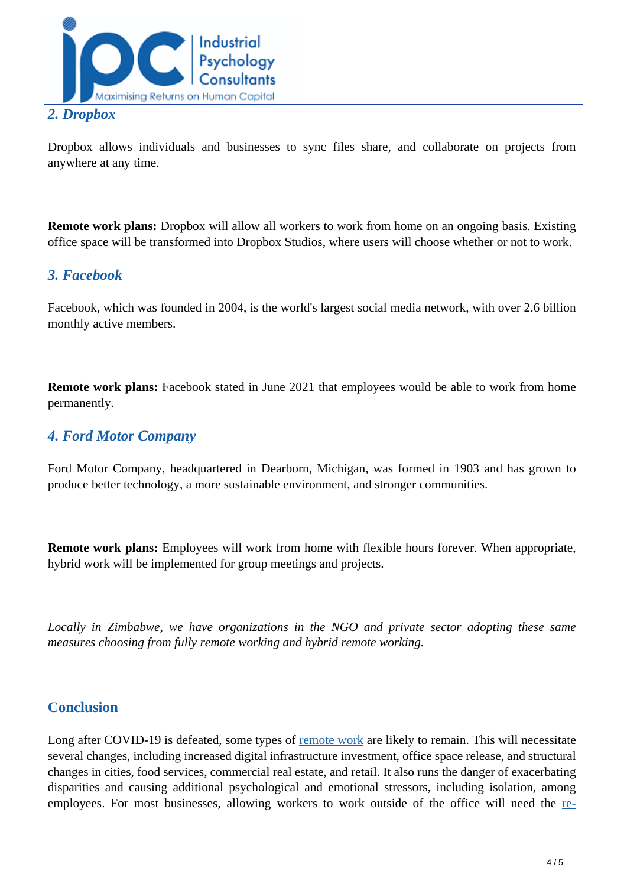### *2. Dropbox*

Dropbox allows individuals and businesses to sync files share, and collaborate on projects from anywhere at any time.

**Remote work plans:** Dropbox will allow all workers to work from home on an ongoing basis. Existing office space will be transformed into Dropbox Studios, where users will choose whether or not to work.

### *3. Facebook*

Facebook, which was founded in 2004, is the world's largest social media network, with over 2.6 billion monthly active members.

**Remote work plans:** Facebook stated in June 2021 that employees would be able to work from home permanently.

### *4. Ford Motor Company*

Ford Motor Company, headquartered in Dearborn, Michigan, was formed in 1903 and has grown to produce better technology, a more sustainable environment, and stronger communities.

**Remote work plans:** Employees will work from home with flexible hours forever. When appropriate, hybrid work will be implemented for group meetings and projects.

*Locally in Zimbabwe, we have organizations in the NGO and private sector adopting these same measures choosing from fully remote working and hybrid remote working.*

## Conclusion

Long after COVID-19 is defeated, some types of [remote work]() are likely to remain. This will necessitate several changes, including increased digital infrastructure investment, office space release, and structural changes in cities, food services, commercial real estate, and retail. It also runs the danger of exacerbating disparities and causing additional psychological and emotional stressors, including isolation, among employees. For most businesses, allowing workers to work outside of the office will need the [re-]()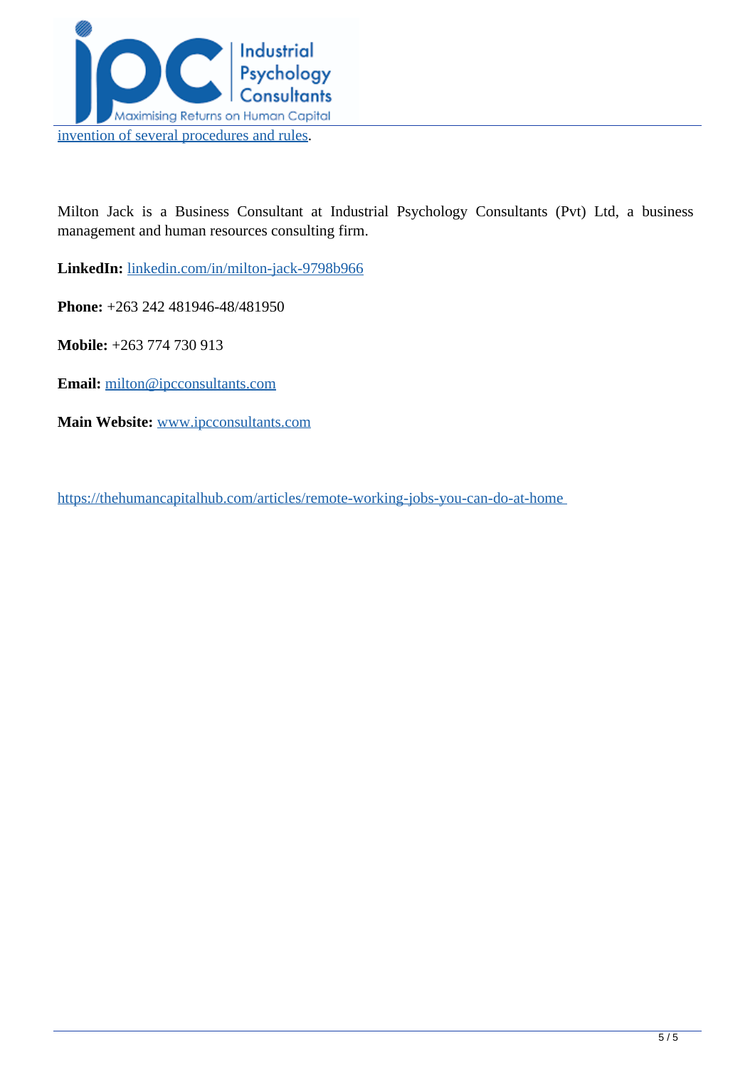[invention of several procedures and rules](#).

Milton Jack is a Business Consultant at Industrial Psychology Consultants (Pvt) Ltd, a business management and human resources consulting firm.

**LinkedIn:** [linkedin.com/in/milton-jack-9798b966](linkedin.com/in/milton-jack-9798b966)

**Phone:** +263 242 481946-48/481950

**Mobile:** +263 774 730 913

**Email:** [milton@ipcconsultants.com](mailto:milton@ipcconsultants.com)

**Main Website:** [www.ipcconsultants.com](www.ipcconsultants.com)

[https://thehumancapitalhub.com/articles/remote-working-jobs-you-can-do-at-home](https://thehumancapitalhub.com/articles/remote-working-jobs-you-can-do-at-home)